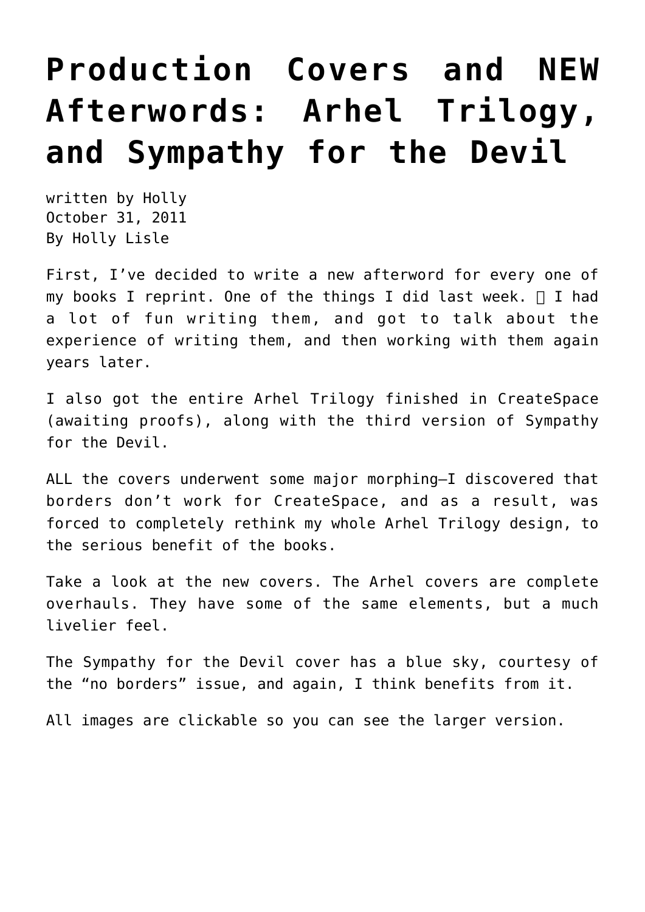# Production Covers and NEW Afterwords: Arhel Trilogy, and Sympathy for the Devil

written by Holly
October 31, 2011
By Holly Lisle

First, I've decided to write a new afterword for every one of my books I reprint. One of the things I did last week.  I had a lot of fun writing them, and got to talk about the experience of writing them, and then working with them again years later.

I also got the entire Arhel Trilogy finished in CreateSpace (awaiting proofs), along with the third version of Sympathy for the Devil.

ALL the covers underwent some major morphing—I discovered that borders don't work for CreateSpace, and as a result, was forced to completely rethink my whole Arhel Trilogy design, to the serious benefit of the books.

Take a look at the new covers. The Arhel covers are complete overhauls. They have some of the same elements, but a much livelier feel.

The Sympathy for the Devil cover has a blue sky, courtesy of the "no borders" issue, and again, I think benefits from it.

All images are clickable so you can see the larger version.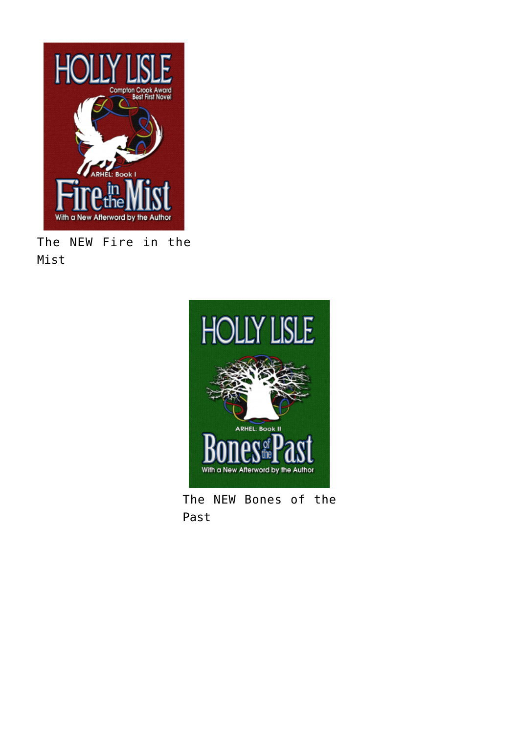The NEW Fire in the Mist

The NEW Bones of the Past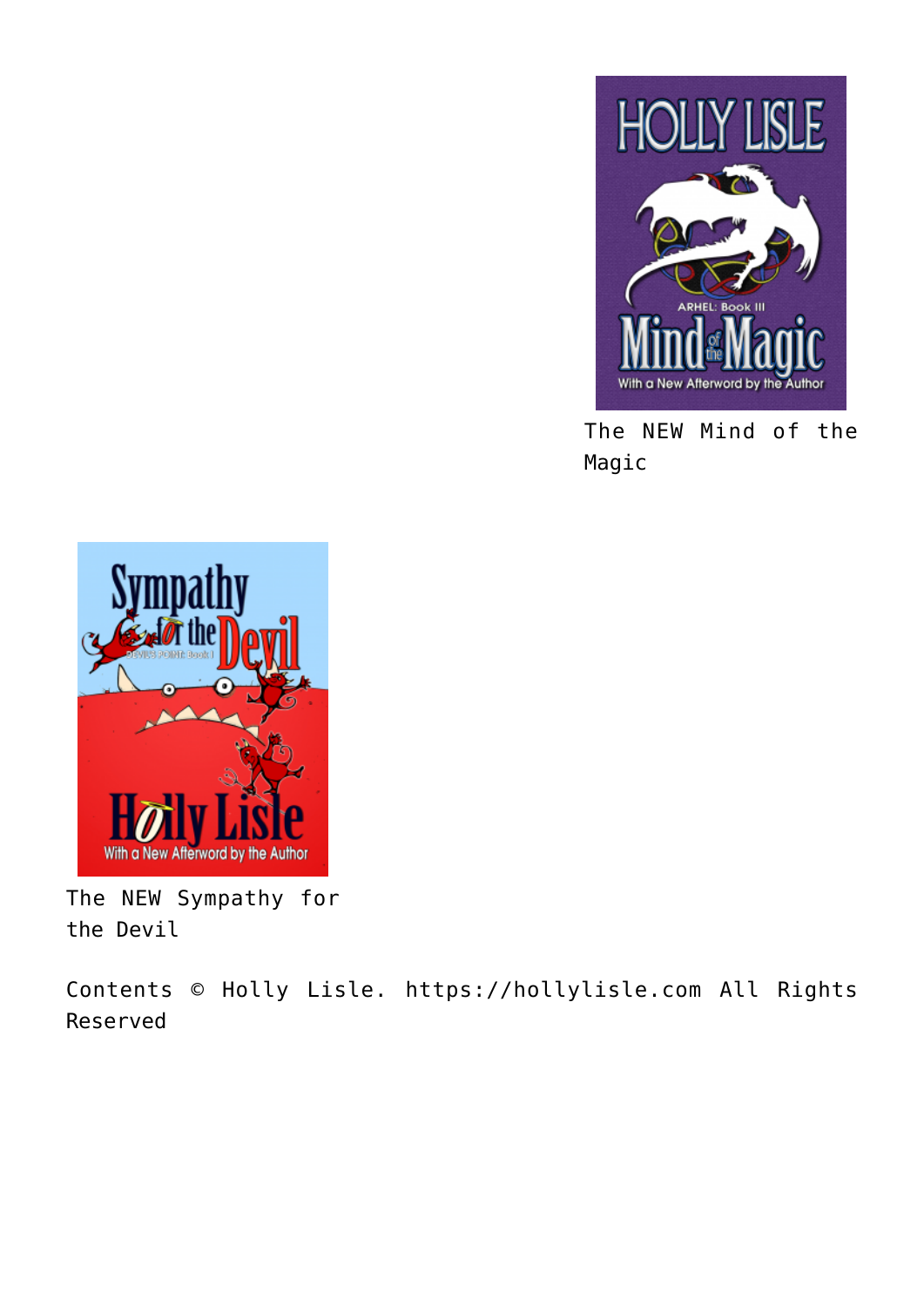The NEW Mind of the Magic

The NEW Sympathy for the Devil

Contents © Holly Lisle. https://hollylisle.com All Rights Reserved